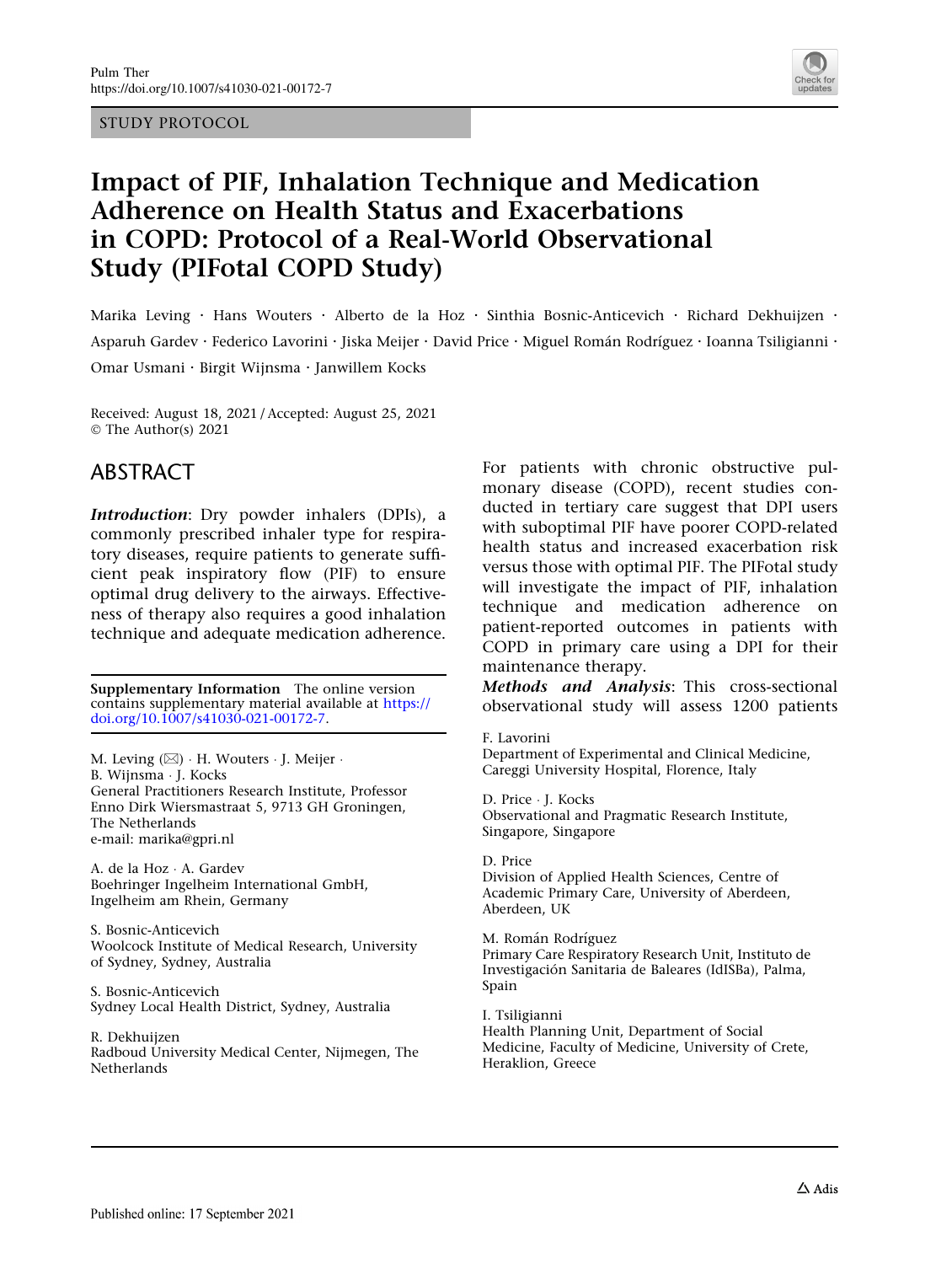STUDY PROTOCOL

# Impact of PIF, Inhalation Technique and Medication Adherence on Health Status and Exacerbations in COPD: Protocol of a Real-World Observational Study (PIFotal COPD Study)

Marika Leving · Hans Wouters · Alberto de la Hoz · Sinthia Bosnic-Anticevich · Richard Dekhuijzen · Asparuh Gardev · Federico Lavorini · Jiska Meijer · David Price · Miguel Román Rodríguez · Ioanna Tsiligianni · Omar Usmani · Birgit Wijnsma · Janwillem Kocks

Received: August 18, 2021 / Accepted: August 25, 2021
© The Author(s) 2021

## ABSTRACT

***Introduction***: Dry powder inhalers (DPIs), a commonly prescribed inhaler type for respiratory diseases, require patients to generate sufficient peak inspiratory flow (PIF) to ensure optimal drug delivery to the airways. Effectiveness of therapy also requires a good inhalation technique and adequate medication adherence. For patients with chronic obstructive pulmonary disease (COPD), recent studies conducted in tertiary care suggest that DPI users with suboptimal PIF have poorer COPD-related health status and increased exacerbation risk versus those with optimal PIF. The PIFotal study will investigate the impact of PIF, inhalation technique and medication adherence on patient-reported outcomes in patients with COPD in primary care using a DPI for their maintenance therapy.

***Methods and Analysis***: This cross-sectional observational study will assess 1200 patients

**Supplementary Information** The online version contains supplementary material available at https://doi.org/10.1007/s41030-021-00172-7.

M. Leving (✉) · H. Wouters · J. Meijer · B. Wijnsma · J. Kocks
General Practitioners Research Institute, Professor Enno Dirk Wiersmastraat 5, 9713 GH Groningen, The Netherlands
e-mail: marika@gpri.nl

A. de la Hoz · A. Gardev
Boehringer Ingelheim International GmbH, Ingelheim am Rhein, Germany

S. Bosnic-Anticevich
Woolcock Institute of Medical Research, University of Sydney, Sydney, Australia

S. Bosnic-Anticevich
Sydney Local Health District, Sydney, Australia

R. Dekhuijzen
Radboud University Medical Center, Nijmegen, The Netherlands

F. Lavorini
Department of Experimental and Clinical Medicine, Careggi University Hospital, Florence, Italy

D. Price · J. Kocks
Observational and Pragmatic Research Institute, Singapore, Singapore

D. Price
Division of Applied Health Sciences, Centre of Academic Primary Care, University of Aberdeen, Aberdeen, UK

M. Román Rodríguez
Primary Care Respiratory Research Unit, Instituto de Investigación Sanitaria de Baleares (IdISBa), Palma, Spain

I. Tsiligianni
Health Planning Unit, Department of Social Medicine, Faculty of Medicine, University of Crete, Heraklion, Greece

Published online: 17 September 2021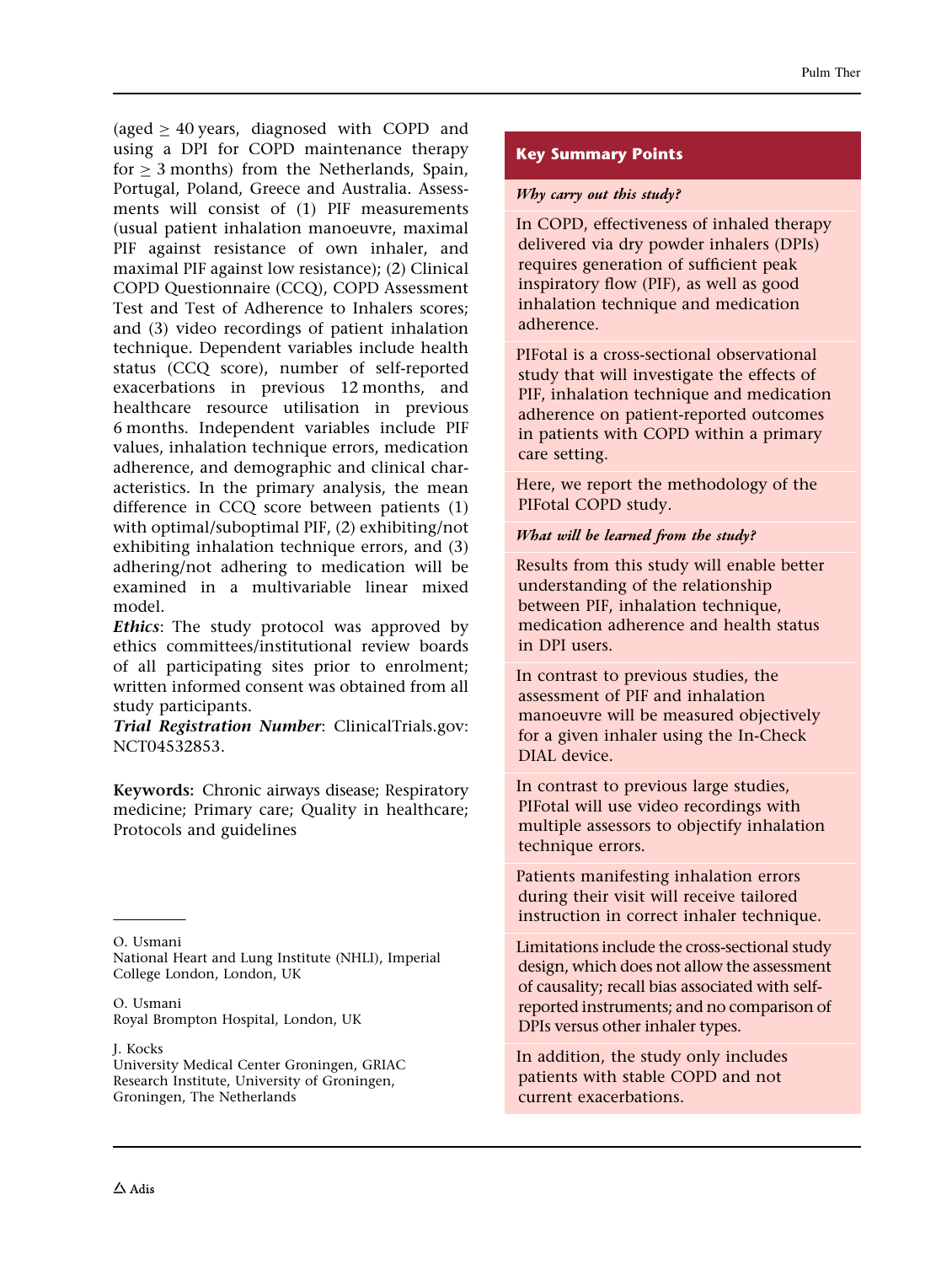(aged ≥ 40 years, diagnosed with COPD and using a DPI for COPD maintenance therapy for ≥ 3 months) from the Netherlands, Spain, Portugal, Poland, Greece and Australia. Assessments will consist of (1) PIF measurements (usual patient inhalation manoeuvre, maximal PIF against resistance of own inhaler, and maximal PIF against low resistance); (2) Clinical COPD Questionnaire (CCQ), COPD Assessment Test and Test of Adherence to Inhalers scores; and (3) video recordings of patient inhalation technique. Dependent variables include health status (CCQ score), number of self-reported exacerbations in previous 12 months, and healthcare resource utilisation in previous 6 months. Independent variables include PIF values, inhalation technique errors, medication adherence, and demographic and clinical characteristics. In the primary analysis, the mean difference in CCQ score between patients (1) with optimal/suboptimal PIF, (2) exhibiting/not exhibiting inhalation technique errors, and (3) adhering/not adhering to medication will be examined in a multivariable linear mixed model.

***Ethics***: The study protocol was approved by ethics committees/institutional review boards of all participating sites prior to enrolment; written informed consent was obtained from all study participants.

***Trial Registration Number***: ClinicalTrials.gov: NCT04532853.

**Keywords:** Chronic airways disease; Respiratory medicine; Primary care; Quality in healthcare; Protocols and guidelines

O. Usmani
National Heart and Lung Institute (NHLI), Imperial College London, London, UK

O. Usmani
Royal Brompton Hospital, London, UK

J. Kocks
University Medical Center Groningen, GRIAC Research Institute, University of Groningen, Groningen, The Netherlands

## Key Summary Points

***Why carry out this study?***

In COPD, effectiveness of inhaled therapy delivered via dry powder inhalers (DPIs) requires generation of sufficient peak inspiratory flow (PIF), as well as good inhalation technique and medication adherence.

PIFotal is a cross-sectional observational study that will investigate the effects of PIF, inhalation technique and medication adherence on patient-reported outcomes in patients with COPD within a primary care setting.

Here, we report the methodology of the PIFotal COPD study.

***What will be learned from the study?***

Results from this study will enable better understanding of the relationship between PIF, inhalation technique, medication adherence and health status in DPI users.

In contrast to previous studies, the assessment of PIF and inhalation manoeuvre will be measured objectively for a given inhaler using the In-Check DIAL device.

In contrast to previous large studies, PIFotal will use video recordings with multiple assessors to objectify inhalation technique errors.

Patients manifesting inhalation errors during their visit will receive tailored instruction in correct inhaler technique.

Limitations include the cross-sectional study design, which does not allow the assessment of causality; recall bias associated with self-reported instruments; and no comparison of DPIs versus other inhaler types.

In addition, the study only includes patients with stable COPD and not current exacerbations.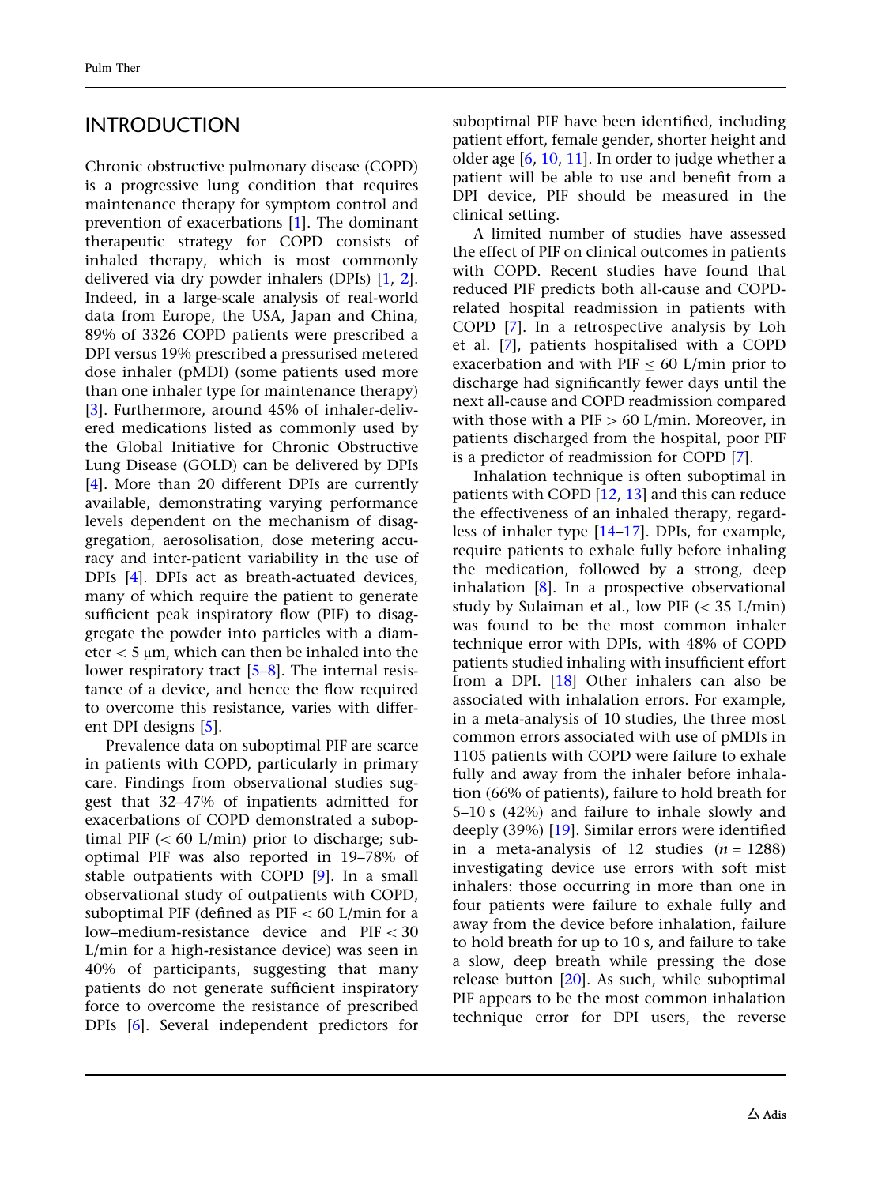## INTRODUCTION

Chronic obstructive pulmonary disease (COPD) is a progressive lung condition that requires maintenance therapy for symptom control and prevention of exacerbations [1]. The dominant therapeutic strategy for COPD consists of inhaled therapy, which is most commonly delivered via dry powder inhalers (DPIs) [1, 2]. Indeed, in a large-scale analysis of real-world data from Europe, the USA, Japan and China, 89% of 3326 COPD patients were prescribed a DPI versus 19% prescribed a pressurised metered dose inhaler (pMDI) (some patients used more than one inhaler type for maintenance therapy) [3]. Furthermore, around 45% of inhaler-delivered medications listed as commonly used by the Global Initiative for Chronic Obstructive Lung Disease (GOLD) can be delivered by DPIs [4]. More than 20 different DPIs are currently available, demonstrating varying performance levels dependent on the mechanism of disaggregation, aerosolisation, dose metering accuracy and inter-patient variability in the use of DPIs [4]. DPIs act as breath-actuated devices, many of which require the patient to generate sufficient peak inspiratory flow (PIF) to disaggregate the powder into particles with a diameter < 5 μm, which can then be inhaled into the lower respiratory tract [5–8]. The internal resistance of a device, and hence the flow required to overcome this resistance, varies with different DPI designs [5].

Prevalence data on suboptimal PIF are scarce in patients with COPD, particularly in primary care. Findings from observational studies suggest that 32–47% of inpatients admitted for exacerbations of COPD demonstrated a suboptimal PIF (< 60 L/min) prior to discharge; suboptimal PIF was also reported in 19–78% of stable outpatients with COPD [9]. In a small observational study of outpatients with COPD, suboptimal PIF (defined as PIF < 60 L/min for a low–medium-resistance device and PIF < 30 L/min for a high-resistance device) was seen in 40% of participants, suggesting that many patients do not generate sufficient inspiratory force to overcome the resistance of prescribed DPIs [6]. Several independent predictors for suboptimal PIF have been identified, including patient effort, female gender, shorter height and older age [6, 10, 11]. In order to judge whether a patient will be able to use and benefit from a DPI device, PIF should be measured in the clinical setting.

A limited number of studies have assessed the effect of PIF on clinical outcomes in patients with COPD. Recent studies have found that reduced PIF predicts both all-cause and COPD-related hospital readmission in patients with COPD [7]. In a retrospective analysis by Loh et al. [7], patients hospitalised with a COPD exacerbation and with PIF ≤ 60 L/min prior to discharge had significantly fewer days until the next all-cause and COPD readmission compared with those with a PIF > 60 L/min. Moreover, in patients discharged from the hospital, poor PIF is a predictor of readmission for COPD [7].

Inhalation technique is often suboptimal in patients with COPD [12, 13] and this can reduce the effectiveness of an inhaled therapy, regardless of inhaler type [14–17]. DPIs, for example, require patients to exhale fully before inhaling the medication, followed by a strong, deep inhalation [8]. In a prospective observational study by Sulaiman et al., low PIF (< 35 L/min) was found to be the most common inhaler technique error with DPIs, with 48% of COPD patients studied inhaling with insufficient effort from a DPI. [18] Other inhalers can also be associated with inhalation errors. For example, in a meta-analysis of 10 studies, the three most common errors associated with use of pMDIs in 1105 patients with COPD were failure to exhale fully and away from the inhaler before inhalation (66% of patients), failure to hold breath for 5–10 s (42%) and failure to inhale slowly and deeply (39%) [19]. Similar errors were identified in a meta-analysis of 12 studies ($n = 1288$) investigating device use errors with soft mist inhalers: those occurring in more than one in four patients were failure to exhale fully and away from the device before inhalation, failure to hold breath for up to 10 s, and failure to take a slow, deep breath while pressing the dose release button [20]. As such, while suboptimal PIF appears to be the most common inhalation technique error for DPI users, the reverse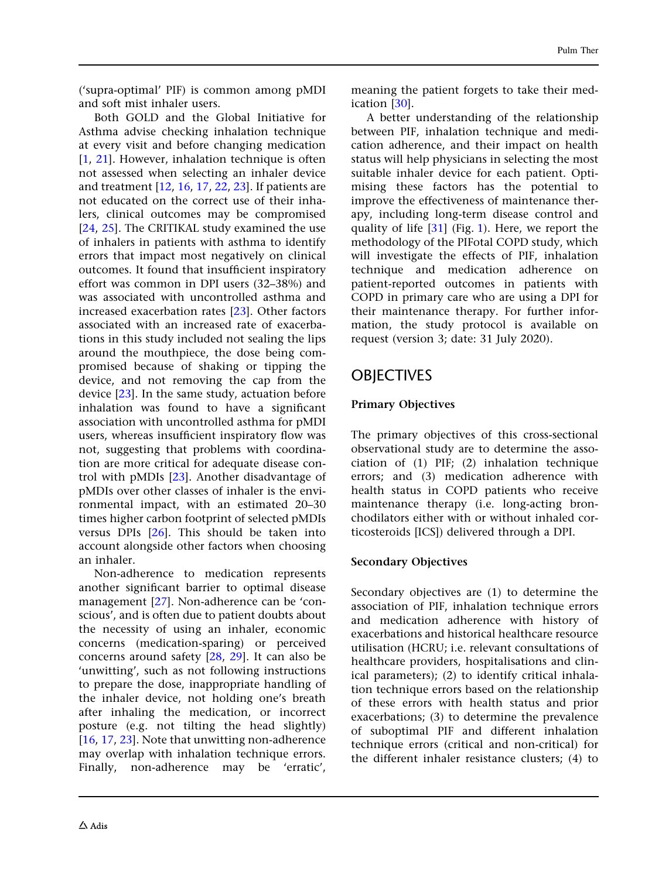('supra-optimal' PIF) is common among pMDI and soft mist inhaler users.

Both GOLD and the Global Initiative for Asthma advise checking inhalation technique at every visit and before changing medication [1, 21]. However, inhalation technique is often not assessed when selecting an inhaler device and treatment [12, 16, 17, 22, 23]. If patients are not educated on the correct use of their inhalers, clinical outcomes may be compromised [24, 25]. The CRITIKAL study examined the use of inhalers in patients with asthma to identify errors that impact most negatively on clinical outcomes. It found that insufficient inspiratory effort was common in DPI users (32–38%) and was associated with uncontrolled asthma and increased exacerbation rates [23]. Other factors associated with an increased rate of exacerbations in this study included not sealing the lips around the mouthpiece, the dose being compromised because of shaking or tipping the device, and not removing the cap from the device [23]. In the same study, actuation before inhalation was found to have a significant association with uncontrolled asthma for pMDI users, whereas insufficient inspiratory flow was not, suggesting that problems with coordination are more critical for adequate disease control with pMDIs [23]. Another disadvantage of pMDIs over other classes of inhaler is the environmental impact, with an estimated 20–30 times higher carbon footprint of selected pMDIs versus DPIs [26]. This should be taken into account alongside other factors when choosing an inhaler.

Non-adherence to medication represents another significant barrier to optimal disease management [27]. Non-adherence can be 'conscious', and is often due to patient doubts about the necessity of using an inhaler, economic concerns (medication-sparing) or perceived concerns around safety [28, 29]. It can also be 'unwitting', such as not following instructions to prepare the dose, inappropriate handling of the inhaler device, not holding one's breath after inhaling the medication, or incorrect posture (e.g. not tilting the head slightly) [16, 17, 23]. Note that unwitting non-adherence may overlap with inhalation technique errors. Finally, non-adherence may be 'erratic', meaning the patient forgets to take their medication [30].

A better understanding of the relationship between PIF, inhalation technique and medication adherence, and their impact on health status will help physicians in selecting the most suitable inhaler device for each patient. Optimising these factors has the potential to improve the effectiveness of maintenance therapy, including long-term disease control and quality of life [31] (Fig. 1). Here, we report the methodology of the PIFotal COPD study, which will investigate the effects of PIF, inhalation technique and medication adherence on patient-reported outcomes in patients with COPD in primary care who are using a DPI for their maintenance therapy. For further information, the study protocol is available on request (version 3; date: 31 July 2020).

## OBJECTIVES

### Primary Objectives

The primary objectives of this cross-sectional observational study are to determine the association of (1) PIF; (2) inhalation technique errors; and (3) medication adherence with health status in COPD patients who receive maintenance therapy (i.e. long-acting bronchodilators either with or without inhaled corticosteroids [ICS]) delivered through a DPI.

### Secondary Objectives

Secondary objectives are (1) to determine the association of PIF, inhalation technique errors and medication adherence with history of exacerbations and historical healthcare resource utilisation (HCRU; i.e. relevant consultations of healthcare providers, hospitalisations and clinical parameters); (2) to identify critical inhalation technique errors based on the relationship of these errors with health status and prior exacerbations; (3) to determine the prevalence of suboptimal PIF and different inhalation technique errors (critical and non-critical) for the different inhaler resistance clusters; (4) to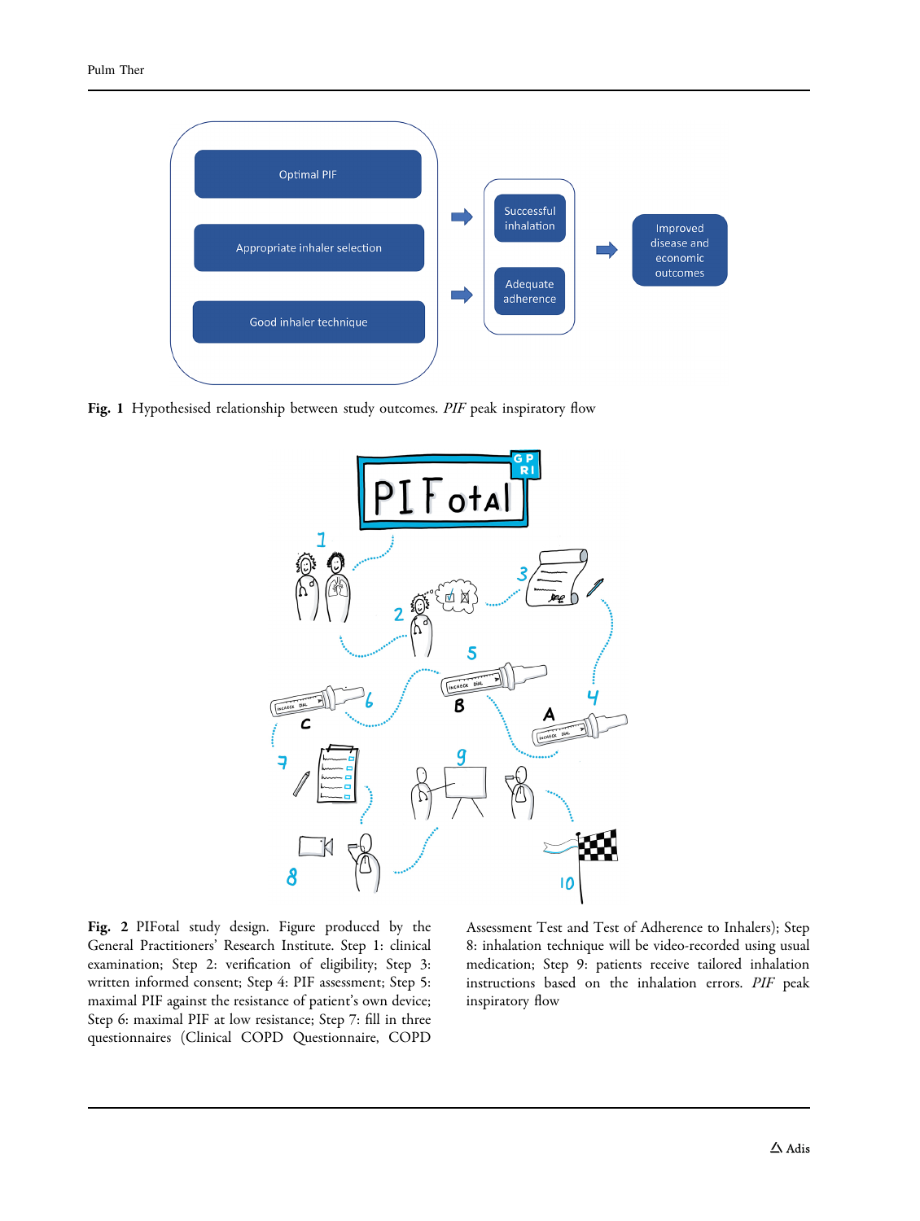Fig. 1 Hypothesised relationship between study outcomes. *PIF* peak inspiratory flow

Fig. 2 PIFotal study design. Figure produced by the General Practitioners' Research Institute. Step 1: clinical examination; Step 2: verification of eligibility; Step 3: written informed consent; Step 4: PIF assessment; Step 5: maximal PIF against the resistance of patient's own device; Step 6: maximal PIF at low resistance; Step 7: fill in three questionnaires (Clinical COPD Questionnaire, COPD Assessment Test and Test of Adherence to Inhalers); Step 8: inhalation technique will be video-recorded using usual medication; Step 9: patients receive tailored inhalation instructions based on the inhalation errors. *PIF* peak inspiratory flow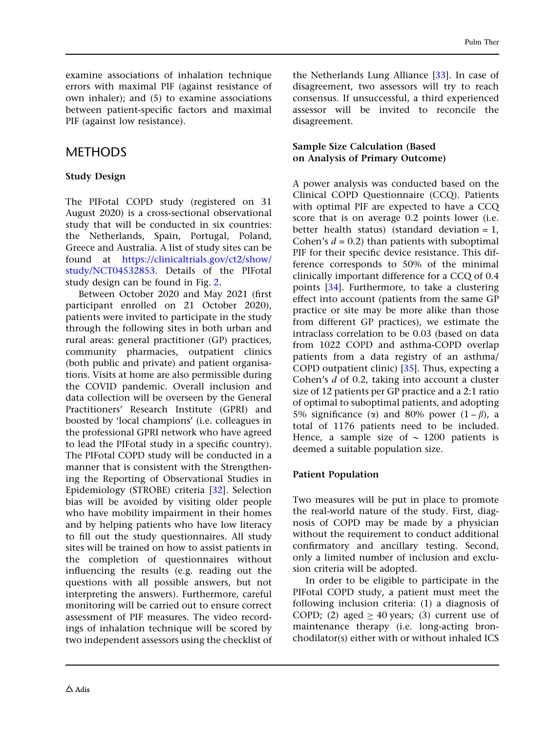examine associations of inhalation technique errors with maximal PIF (against resistance of own inhaler); and (5) to examine associations between patient-specific factors and maximal PIF (against low resistance).

## METHODS

### Study Design

The PIFotal COPD study (registered on 31 August 2020) is a cross-sectional observational study that will be conducted in six countries: the Netherlands, Spain, Portugal, Poland, Greece and Australia. A list of study sites can be found at https://clinicaltrials.gov/ct2/show/study/NCT04532853. Details of the PIFotal study design can be found in Fig. 2.

Between October 2020 and May 2021 (first participant enrolled on 21 October 2020), patients were invited to participate in the study through the following sites in both urban and rural areas: general practitioner (GP) practices, community pharmacies, outpatient clinics (both public and private) and patient organisations. Visits at home are also permissible during the COVID pandemic. Overall inclusion and data collection will be overseen by the General Practitioners' Research Institute (GPRI) and boosted by 'local champions' (i.e. colleagues in the professional GPRI network who have agreed to lead the PIFotal study in a specific country). The PIFotal COPD study will be conducted in a manner that is consistent with the Strengthening the Reporting of Observational Studies in Epidemiology (STROBE) criteria [32]. Selection bias will be avoided by visiting older people who have mobility impairment in their homes and by helping patients who have low literacy to fill out the study questionnaires. All study sites will be trained on how to assist patients in the completion of questionnaires without influencing the results (e.g. reading out the questions with all possible answers, but not interpreting the answers). Furthermore, careful monitoring will be carried out to ensure correct assessment of PIF measures. The video recordings of inhalation technique will be scored by two independent assessors using the checklist of the Netherlands Lung Alliance [33]. In case of disagreement, two assessors will try to reach consensus. If unsuccessful, a third experienced assessor will be invited to reconcile the disagreement.

### Sample Size Calculation (Based on Analysis of Primary Outcome)

A power analysis was conducted based on the Clinical COPD Questionnaire (CCQ). Patients with optimal PIF are expected to have a CCQ score that is on average 0.2 points lower (i.e. better health status) (standard deviation = 1, Cohen's $d = 0.2$) than patients with suboptimal PIF for their specific device resistance. This difference corresponds to 50% of the minimal clinically important difference for a CCQ of 0.4 points [34]. Furthermore, to take a clustering effect into account (patients from the same GP practice or site may be more alike than those from different GP practices), we estimate the intraclass correlation to be 0.03 (based on data from 1022 COPD and asthma-COPD overlap patients from a data registry of an asthma/COPD outpatient clinic) [35]. Thus, expecting a Cohen's $d$ of 0.2, taking into account a cluster size of 12 patients per GP practice and a 2:1 ratio of optimal to suboptimal patients, and adopting 5% significance ($\alpha$) and 80% power ($1 - \beta$), a total of 1176 patients need to be included. Hence, a sample size of $\sim$ 1200 patients is deemed a suitable population size.

### Patient Population

Two measures will be put in place to promote the real-world nature of the study. First, diagnosis of COPD may be made by a physician without the requirement to conduct additional confirmatory and ancillary testing. Second, only a limited number of inclusion and exclusion criteria will be adopted.

In order to be eligible to participate in the PIFotal COPD study, a patient must meet the following inclusion criteria: (1) a diagnosis of COPD; (2) aged $\geq$ 40 years; (3) current use of maintenance therapy (i.e. long-acting bronchodilator(s) either with or without inhaled ICS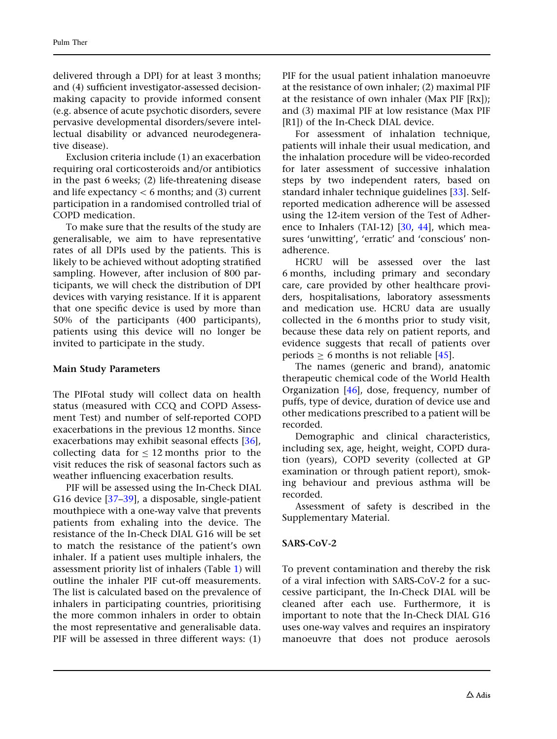delivered through a DPI) for at least 3 months; and (4) sufficient investigator-assessed decision-making capacity to provide informed consent (e.g. absence of acute psychotic disorders, severe pervasive developmental disorders/severe intellectual disability or advanced neurodegenerative disease).

Exclusion criteria include (1) an exacerbation requiring oral corticosteroids and/or antibiotics in the past 6 weeks; (2) life-threatening disease and life expectancy < 6 months; and (3) current participation in a randomised controlled trial of COPD medication.

To make sure that the results of the study are generalisable, we aim to have representative rates of all DPIs used by the patients. This is likely to be achieved without adopting stratified sampling. However, after inclusion of 800 participants, we will check the distribution of DPI devices with varying resistance. If it is apparent that one specific device is used by more than 50% of the participants (400 participants), patients using this device will no longer be invited to participate in the study.

### Main Study Parameters

The PIFotal study will collect data on health status (measured with CCQ and COPD Assessment Test) and number of self-reported COPD exacerbations in the previous 12 months. Since exacerbations may exhibit seasonal effects [36], collecting data for ≤ 12 months prior to the visit reduces the risk of seasonal factors such as weather influencing exacerbation results.

PIF will be assessed using the In-Check DIAL G16 device [37–39], a disposable, single-patient mouthpiece with a one-way valve that prevents patients from exhaling into the device. The resistance of the In-Check DIAL G16 will be set to match the resistance of the patient's own inhaler. If a patient uses multiple inhalers, the assessment priority list of inhalers (Table 1) will outline the inhaler PIF cut-off measurements. The list is calculated based on the prevalence of inhalers in participating countries, prioritising the more common inhalers in order to obtain the most representative and generalisable data. PIF will be assessed in three different ways: (1) PIF for the usual patient inhalation manoeuvre at the resistance of own inhaler; (2) maximal PIF at the resistance of own inhaler (Max PIF [Rx]); and (3) maximal PIF at low resistance (Max PIF [R1]) of the In-Check DIAL device.

For assessment of inhalation technique, patients will inhale their usual medication, and the inhalation procedure will be video-recorded for later assessment of successive inhalation steps by two independent raters, based on standard inhaler technique guidelines [33]. Self-reported medication adherence will be assessed using the 12-item version of the Test of Adherence to Inhalers (TAI-12) [30, 44], which measures 'unwitting', 'erratic' and 'conscious' non-adherence.

HCRU will be assessed over the last 6 months, including primary and secondary care, care provided by other healthcare providers, hospitalisations, laboratory assessments and medication use. HCRU data are usually collected in the 6 months prior to study visit, because these data rely on patient reports, and evidence suggests that recall of patients over periods ≥ 6 months is not reliable [45].

The names (generic and brand), anatomic therapeutic chemical code of the World Health Organization [46], dose, frequency, number of puffs, type of device, duration of device use and other medications prescribed to a patient will be recorded.

Demographic and clinical characteristics, including sex, age, height, weight, COPD duration (years), COPD severity (collected at GP examination or through patient report), smoking behaviour and previous asthma will be recorded.

Assessment of safety is described in the Supplementary Material.

### SARS-CoV-2

To prevent contamination and thereby the risk of a viral infection with SARS-CoV-2 for a successive participant, the In-Check DIAL will be cleaned after each use. Furthermore, it is important to note that the In-Check DIAL G16 uses one-way valves and requires an inspiratory manoeuvre that does not produce aerosols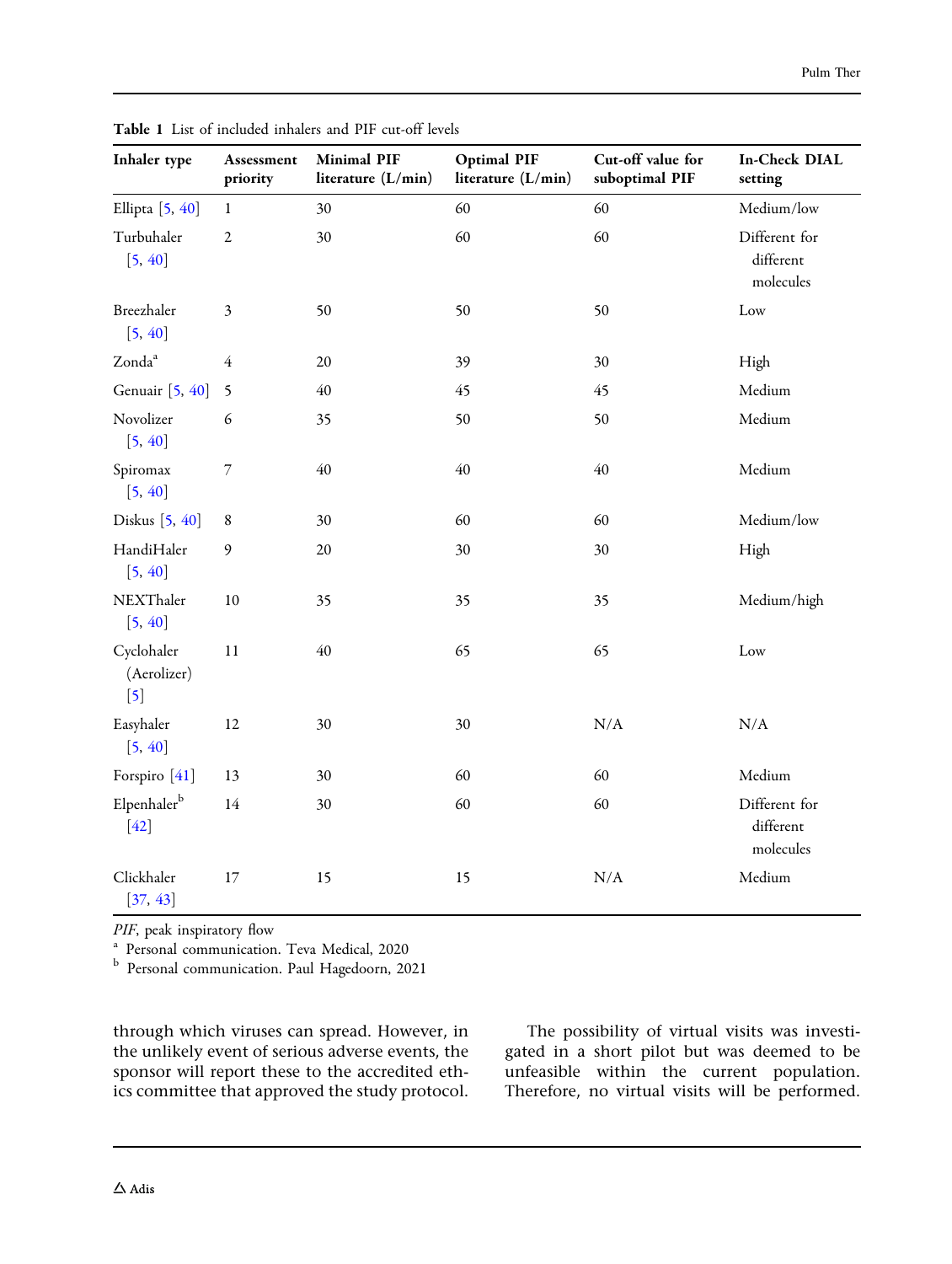**Table 1** List of included inhalers and PIF cut-off levels

| Inhaler type | Assessment priority | Minimal PIF literature (L/min) | Optimal PIF literature (L/min) | Cut-off value for suboptimal PIF | In-Check DIAL setting |
|---|---|---|---|---|---|
| Ellipta [5, 40] | 1 | 30 | 60 | 60 | Medium/low |
| Turbuhaler [5, 40] | 2 | 30 | 60 | 60 | Different for different molecules |
| Breezhaler [5, 40] | 3 | 50 | 50 | 50 | Low |
| Zonda[a] | 4 | 20 | 39 | 30 | High |
| Genuair [5, 40] | 5 | 40 | 45 | 45 | Medium |
| Novolizer [5, 40] | 6 | 35 | 50 | 50 | Medium |
| Spiromax [5, 40] | 7 | 40 | 40 | 40 | Medium |
| Diskus [5, 40] | 8 | 30 | 60 | 60 | Medium/low |
| HandiHaler [5, 40] | 9 | 20 | 30 | 30 | High |
| NEXThaler [5, 40] | 10 | 35 | 35 | 35 | Medium/high |
| Cyclohaler (Aerolizer) [5] | 11 | 40 | 65 | 65 | Low |
| Easyhaler [5, 40] | 12 | 30 | 30 | N/A | N/A |
| Forspiro [41] | 13 | 30 | 60 | 60 | Medium |
| Elpenhaler[b] [42] | 14 | 30 | 60 | 60 | Different for different molecules |
| Clickhaler [37, 43] | 17 | 15 | 15 | N/A | Medium |

*PIF*, peak inspiratory flow

[a] Personal communication. Teva Medical, 2020

[b] Personal communication. Paul Hagedoorn, 2021

through which viruses can spread. However, in the unlikely event of serious adverse events, the sponsor will report these to the accredited ethics committee that approved the study protocol.

The possibility of virtual visits was investigated in a short pilot but was deemed to be unfeasible within the current population. Therefore, no virtual visits will be performed.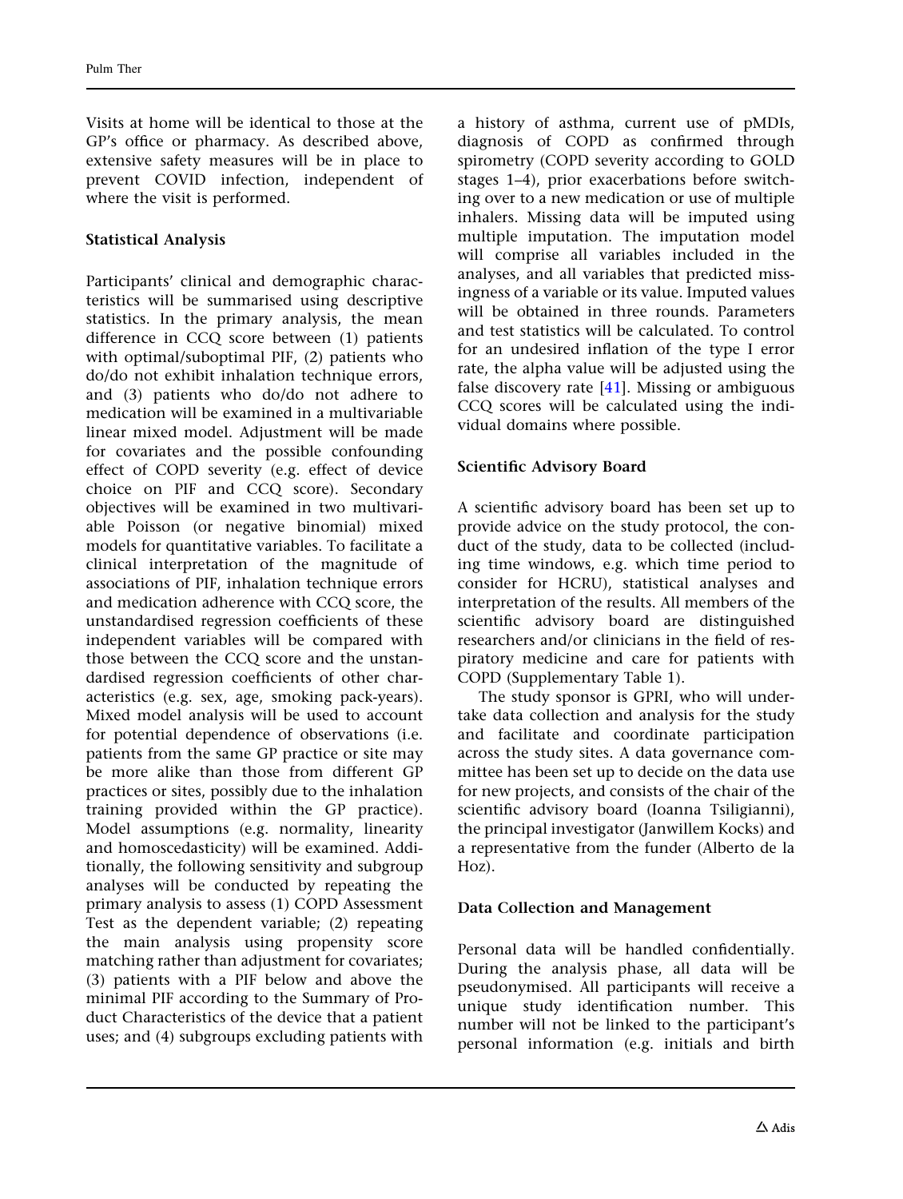Visits at home will be identical to those at the GP's office or pharmacy. As described above, extensive safety measures will be in place to prevent COVID infection, independent of where the visit is performed.

### Statistical Analysis

Participants' clinical and demographic characteristics will be summarised using descriptive statistics. In the primary analysis, the mean difference in CCQ score between (1) patients with optimal/suboptimal PIF, (2) patients who do/do not exhibit inhalation technique errors, and (3) patients who do/do not adhere to medication will be examined in a multivariable linear mixed model. Adjustment will be made for covariates and the possible confounding effect of COPD severity (e.g. effect of device choice on PIF and CCQ score). Secondary objectives will be examined in two multivariable Poisson (or negative binomial) mixed models for quantitative variables. To facilitate a clinical interpretation of the magnitude of associations of PIF, inhalation technique errors and medication adherence with CCQ score, the unstandardised regression coefficients of these independent variables will be compared with those between the CCQ score and the unstandardised regression coefficients of other characteristics (e.g. sex, age, smoking pack-years). Mixed model analysis will be used to account for potential dependence of observations (i.e. patients from the same GP practice or site may be more alike than those from different GP practices or sites, possibly due to the inhalation training provided within the GP practice). Model assumptions (e.g. normality, linearity and homoscedasticity) will be examined. Additionally, the following sensitivity and subgroup analyses will be conducted by repeating the primary analysis to assess (1) COPD Assessment Test as the dependent variable; (2) repeating the main analysis using propensity score matching rather than adjustment for covariates; (3) patients with a PIF below and above the minimal PIF according to the Summary of Product Characteristics of the device that a patient uses; and (4) subgroups excluding patients with a history of asthma, current use of pMDIs, diagnosis of COPD as confirmed through spirometry (COPD severity according to GOLD stages 1–4), prior exacerbations before switching over to a new medication or use of multiple inhalers. Missing data will be imputed using multiple imputation. The imputation model will comprise all variables included in the analyses, and all variables that predicted missingness of a variable or its value. Imputed values will be obtained in three rounds. Parameters and test statistics will be calculated. To control for an undesired inflation of the type I error rate, the alpha value will be adjusted using the false discovery rate [41]. Missing or ambiguous CCQ scores will be calculated using the individual domains where possible.

### Scientific Advisory Board

A scientific advisory board has been set up to provide advice on the study protocol, the conduct of the study, data to be collected (including time windows, e.g. which time period to consider for HCRU), statistical analyses and interpretation of the results. All members of the scientific advisory board are distinguished researchers and/or clinicians in the field of respiratory medicine and care for patients with COPD (Supplementary Table 1).

The study sponsor is GPRI, who will undertake data collection and analysis for the study and facilitate and coordinate participation across the study sites. A data governance committee has been set up to decide on the data use for new projects, and consists of the chair of the scientific advisory board (Ioanna Tsiligianni), the principal investigator (Janwillem Kocks) and a representative from the funder (Alberto de la Hoz).

### Data Collection and Management

Personal data will be handled confidentially. During the analysis phase, all data will be pseudonymised. All participants will receive a unique study identification number. This number will not be linked to the participant's personal information (e.g. initials and birth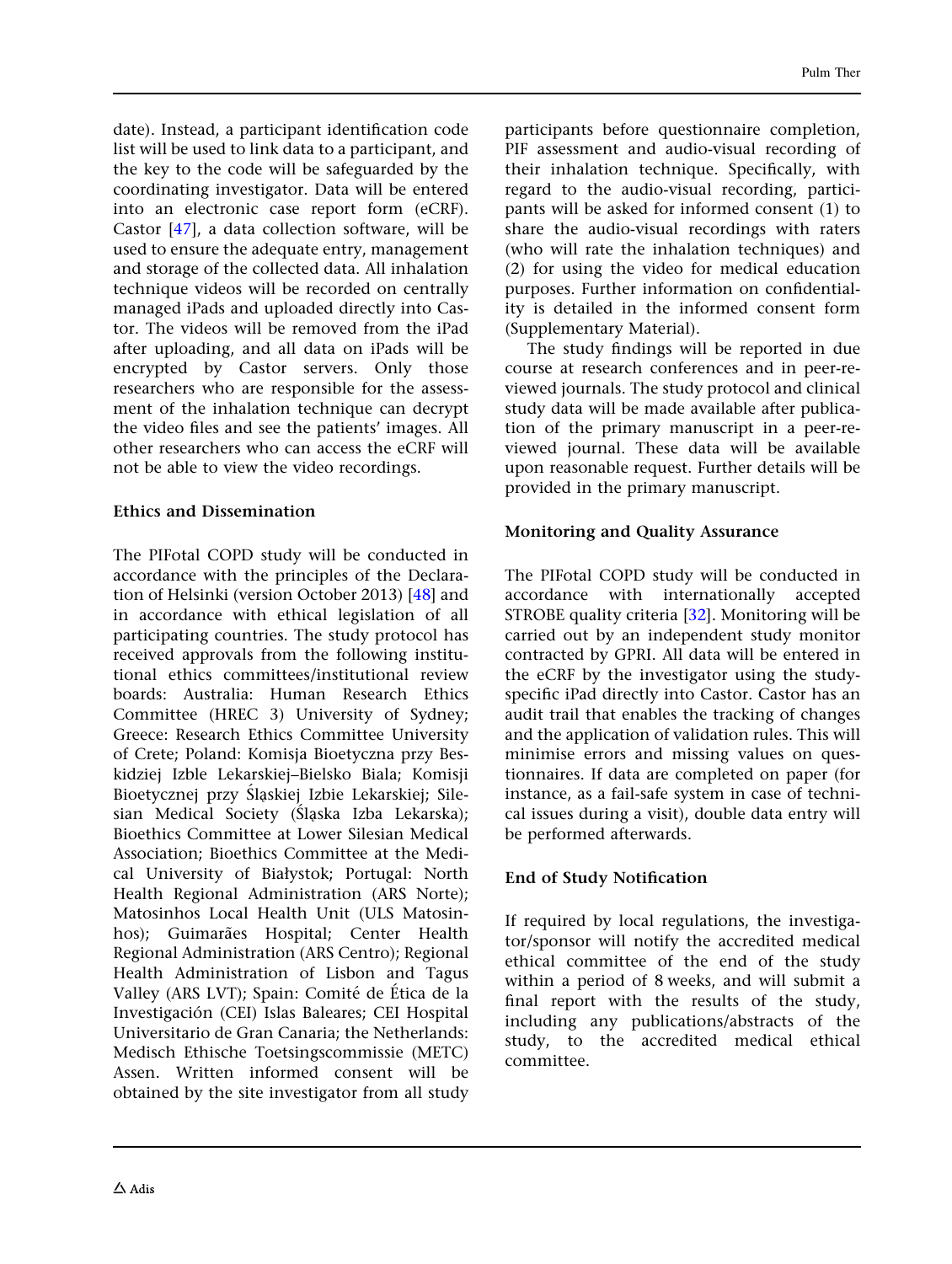date). Instead, a participant identification code list will be used to link data to a participant, and the key to the code will be safeguarded by the coordinating investigator. Data will be entered into an electronic case report form (eCRF). Castor [47], a data collection software, will be used to ensure the adequate entry, management and storage of the collected data. All inhalation technique videos will be recorded on centrally managed iPads and uploaded directly into Castor. The videos will be removed from the iPad after uploading, and all data on iPads will be encrypted by Castor servers. Only those researchers who are responsible for the assessment of the inhalation technique can decrypt the video files and see the patients' images. All other researchers who can access the eCRF will not be able to view the video recordings.

### Ethics and Dissemination

The PIFotal COPD study will be conducted in accordance with the principles of the Declaration of Helsinki (version October 2013) [48] and in accordance with ethical legislation of all participating countries. The study protocol has received approvals from the following institutional ethics committees/institutional review boards: Australia: Human Research Ethics Committee (HREC 3) University of Sydney; Greece: Research Ethics Committee University of Crete; Poland: Komisja Bioetyczna przy Beskidziej Izble Lekarskiej–Bielsko Biala; Komisji Bioetycznej przy Śląskiej Izbie Lekarskiej; Silesian Medical Society (Śląska Izba Lekarska); Bioethics Committee at Lower Silesian Medical Association; Bioethics Committee at the Medical University of Białystok; Portugal: North Health Regional Administration (ARS Norte); Matosinhos Local Health Unit (ULS Matosinhos); Guimarães Hospital; Center Health Regional Administration (ARS Centro); Regional Health Administration of Lisbon and Tagus Valley (ARS LVT); Spain: Comité de Ética de la Investigación (CEI) Islas Baleares; CEI Hospital Universitario de Gran Canaria; the Netherlands: Medisch Ethische Toetsingscommissie (METC) Assen. Written informed consent will be obtained by the site investigator from all study participants before questionnaire completion, PIF assessment and audio-visual recording of their inhalation technique. Specifically, with regard to the audio-visual recording, participants will be asked for informed consent (1) to share the audio-visual recordings with raters (who will rate the inhalation techniques) and (2) for using the video for medical education purposes. Further information on confidentiality is detailed in the informed consent form (Supplementary Material).

The study findings will be reported in due course at research conferences and in peer-reviewed journals. The study protocol and clinical study data will be made available after publication of the primary manuscript in a peer-reviewed journal. These data will be available upon reasonable request. Further details will be provided in the primary manuscript.

### Monitoring and Quality Assurance

The PIFotal COPD study will be conducted in accordance with internationally accepted STROBE quality criteria [32]. Monitoring will be carried out by an independent study monitor contracted by GPRI. All data will be entered in the eCRF by the investigator using the study-specific iPad directly into Castor. Castor has an audit trail that enables the tracking of changes and the application of validation rules. This will minimise errors and missing values on questionnaires. If data are completed on paper (for instance, as a fail-safe system in case of technical issues during a visit), double data entry will be performed afterwards.

### End of Study Notification

If required by local regulations, the investigator/sponsor will notify the accredited medical ethical committee of the end of the study within a period of 8 weeks, and will submit a final report with the results of the study, including any publications/abstracts of the study, to the accredited medical ethical committee.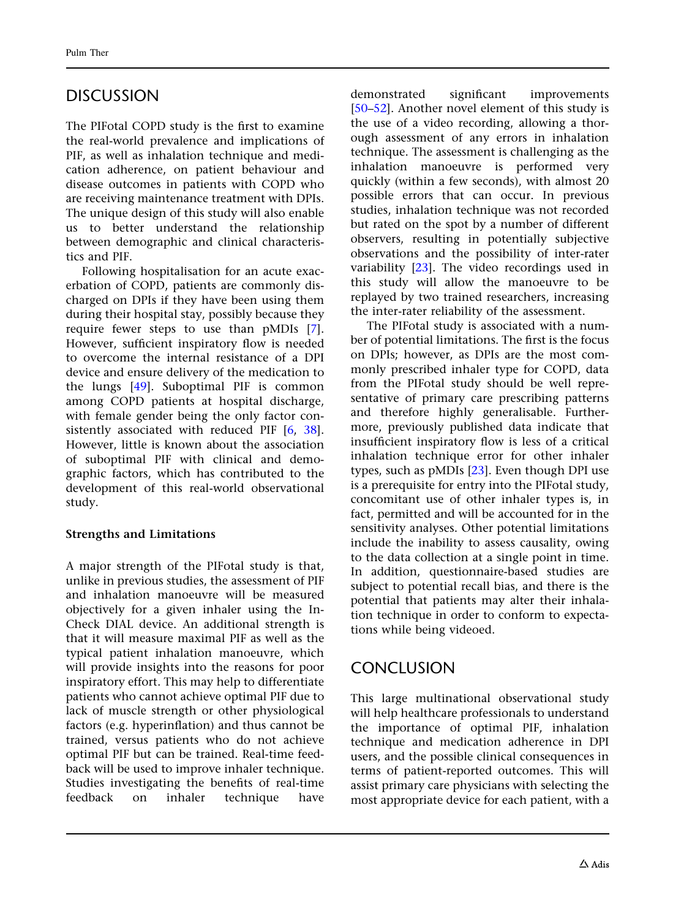## DISCUSSION

The PIFotal COPD study is the first to examine the real-world prevalence and implications of PIF, as well as inhalation technique and medication adherence, on patient behaviour and disease outcomes in patients with COPD who are receiving maintenance treatment with DPIs. The unique design of this study will also enable us to better understand the relationship between demographic and clinical characteristics and PIF.

Following hospitalisation for an acute exacerbation of COPD, patients are commonly discharged on DPIs if they have been using them during their hospital stay, possibly because they require fewer steps to use than pMDIs [7]. However, sufficient inspiratory flow is needed to overcome the internal resistance of a DPI device and ensure delivery of the medication to the lungs [49]. Suboptimal PIF is common among COPD patients at hospital discharge, with female gender being the only factor consistently associated with reduced PIF [6, 38]. However, little is known about the association of suboptimal PIF with clinical and demographic factors, which has contributed to the development of this real-world observational study.

### Strengths and Limitations

A major strength of the PIFotal study is that, unlike in previous studies, the assessment of PIF and inhalation manoeuvre will be measured objectively for a given inhaler using the In-Check DIAL device. An additional strength is that it will measure maximal PIF as well as the typical patient inhalation manoeuvre, which will provide insights into the reasons for poor inspiratory effort. This may help to differentiate patients who cannot achieve optimal PIF due to lack of muscle strength or other physiological factors (e.g. hyperinflation) and thus cannot be trained, versus patients who do not achieve optimal PIF but can be trained. Real-time feedback will be used to improve inhaler technique. Studies investigating the benefits of real-time feedback on inhaler technique have demonstrated significant improvements [50–52]. Another novel element of this study is the use of a video recording, allowing a thorough assessment of any errors in inhalation technique. The assessment is challenging as the inhalation manoeuvre is performed very quickly (within a few seconds), with almost 20 possible errors that can occur. In previous studies, inhalation technique was not recorded but rated on the spot by a number of different observers, resulting in potentially subjective observations and the possibility of inter-rater variability [23]. The video recordings used in this study will allow the manoeuvre to be replayed by two trained researchers, increasing the inter-rater reliability of the assessment.

The PIFotal study is associated with a number of potential limitations. The first is the focus on DPIs; however, as DPIs are the most commonly prescribed inhaler type for COPD, data from the PIFotal study should be well representative of primary care prescribing patterns and therefore highly generalisable. Furthermore, previously published data indicate that insufficient inspiratory flow is less of a critical inhalation technique error for other inhaler types, such as pMDIs [23]. Even though DPI use is a prerequisite for entry into the PIFotal study, concomitant use of other inhaler types is, in fact, permitted and will be accounted for in the sensitivity analyses. Other potential limitations include the inability to assess causality, owing to the data collection at a single point in time. In addition, questionnaire-based studies are subject to potential recall bias, and there is the potential that patients may alter their inhalation technique in order to conform to expectations while being videoed.

## CONCLUSION

This large multinational observational study will help healthcare professionals to understand the importance of optimal PIF, inhalation technique and medication adherence in DPI users, and the possible clinical consequences in terms of patient-reported outcomes. This will assist primary care physicians with selecting the most appropriate device for each patient, with a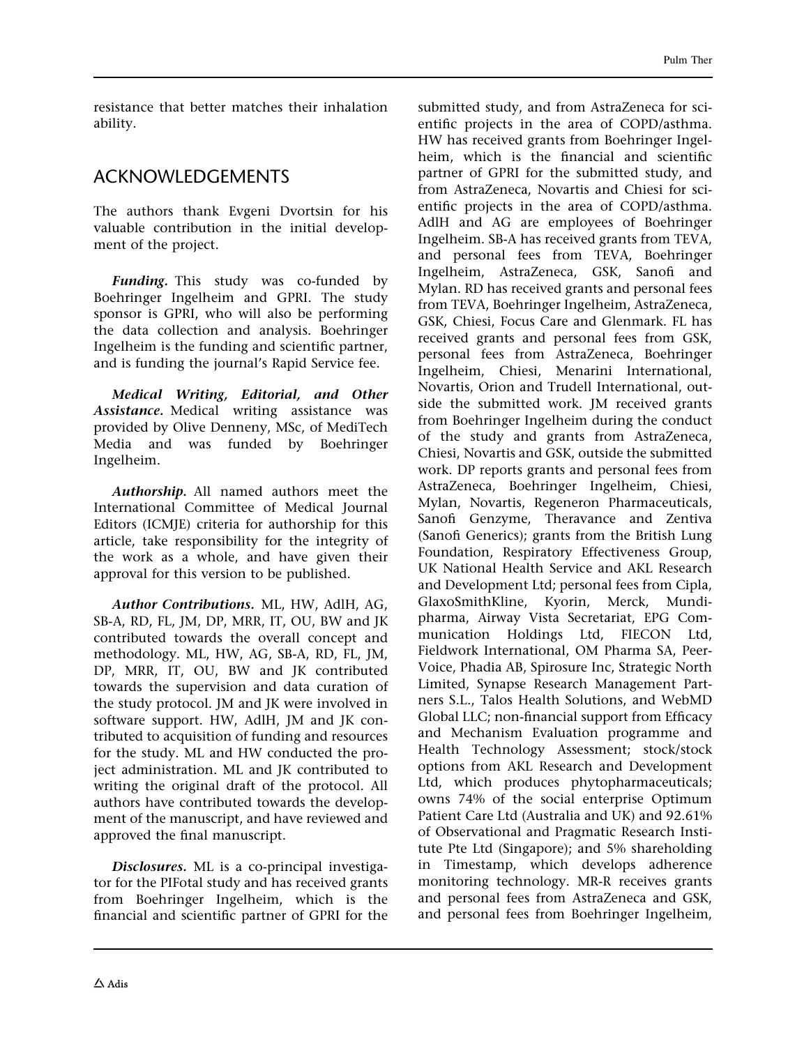resistance that better matches their inhalation ability.

## ACKNOWLEDGEMENTS

The authors thank Evgeni Dvortsin for his valuable contribution in the initial development of the project.

***Funding.*** This study was co-funded by Boehringer Ingelheim and GPRI. The study sponsor is GPRI, who will also be performing the data collection and analysis. Boehringer Ingelheim is the funding and scientific partner, and is funding the journal's Rapid Service fee.

***Medical Writing, Editorial, and Other Assistance.*** Medical writing assistance was provided by Olive Denneny, MSc, of MediTech Media and was funded by Boehringer Ingelheim.

***Authorship.*** All named authors meet the International Committee of Medical Journal Editors (ICMJE) criteria for authorship for this article, take responsibility for the integrity of the work as a whole, and have given their approval for this version to be published.

***Author Contributions.*** ML, HW, AdlH, AG, SB-A, RD, FL, JM, DP, MRR, IT, OU, BW and JK contributed towards the overall concept and methodology. ML, HW, AG, SB-A, RD, FL, JM, DP, MRR, IT, OU, BW and JK contributed towards the supervision and data curation of the study protocol. JM and JK were involved in software support. HW, AdlH, JM and JK contributed to acquisition of funding and resources for the study. ML and HW conducted the project administration. ML and JK contributed to writing the original draft of the protocol. All authors have contributed towards the development of the manuscript, and have reviewed and approved the final manuscript.

***Disclosures.*** ML is a co-principal investigator for the PIFotal study and has received grants from Boehringer Ingelheim, which is the financial and scientific partner of GPRI for the submitted study, and from AstraZeneca for scientific projects in the area of COPD/asthma. HW has received grants from Boehringer Ingelheim, which is the financial and scientific partner of GPRI for the submitted study, and from AstraZeneca, Novartis and Chiesi for scientific projects in the area of COPD/asthma. AdlH and AG are employees of Boehringer Ingelheim. SB-A has received grants from TEVA, and personal fees from TEVA, Boehringer Ingelheim, AstraZeneca, GSK, Sanofi and Mylan. RD has received grants and personal fees from TEVA, Boehringer Ingelheim, AstraZeneca, GSK, Chiesi, Focus Care and Glenmark. FL has received grants and personal fees from GSK, personal fees from AstraZeneca, Boehringer Ingelheim, Chiesi, Menarini International, Novartis, Orion and Trudell International, outside the submitted work. JM received grants from Boehringer Ingelheim during the conduct of the study and grants from AstraZeneca, Chiesi, Novartis and GSK, outside the submitted work. DP reports grants and personal fees from AstraZeneca, Boehringer Ingelheim, Chiesi, Mylan, Novartis, Regeneron Pharmaceuticals, Sanofi Genzyme, Theravance and Zentiva (Sanofi Generics); grants from the British Lung Foundation, Respiratory Effectiveness Group, UK National Health Service and AKL Research and Development Ltd; personal fees from Cipla, GlaxoSmithKline, Kyorin, Merck, Mundipharma, Airway Vista Secretariat, EPG Communication Holdings Ltd, FIECON Ltd, Fieldwork International, OM Pharma SA, PeerVoice, Phadia AB, Spirosure Inc, Strategic North Limited, Synapse Research Management Partners S.L., Talos Health Solutions, and WebMD Global LLC; non-financial support from Efficacy and Mechanism Evaluation programme and Health Technology Assessment; stock/stock options from AKL Research and Development Ltd, which produces phytopharmaceuticals; owns 74% of the social enterprise Optimum Patient Care Ltd (Australia and UK) and 92.61% of Observational and Pragmatic Research Institute Pte Ltd (Singapore); and 5% shareholding in Timestamp, which develops adherence monitoring technology. MR-R receives grants and personal fees from AstraZeneca and GSK, and personal fees from Boehringer Ingelheim,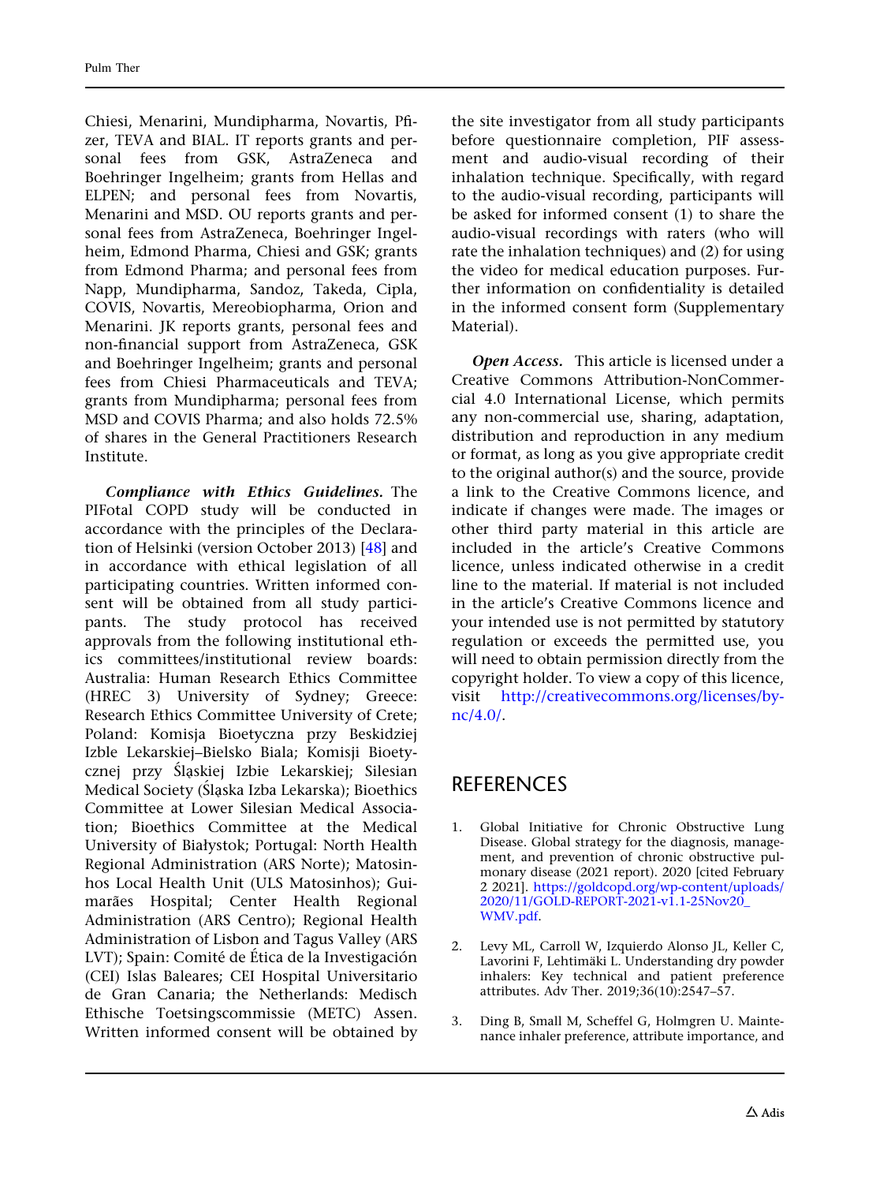Chiesi, Menarini, Mundipharma, Novartis, Pfizer, TEVA and BIAL. IT reports grants and personal fees from GSK, AstraZeneca and Boehringer Ingelheim; grants from Hellas and ELPEN; and personal fees from Novartis, Menarini and MSD. OU reports grants and personal fees from AstraZeneca, Boehringer Ingelheim, Edmond Pharma, Chiesi and GSK; grants from Edmond Pharma; and personal fees from Napp, Mundipharma, Sandoz, Takeda, Cipla, COVIS, Novartis, Mereobiopharma, Orion and Menarini. JK reports grants, personal fees and non-financial support from AstraZeneca, GSK and Boehringer Ingelheim; grants and personal fees from Chiesi Pharmaceuticals and TEVA; grants from Mundipharma; personal fees from MSD and COVIS Pharma; and also holds 72.5% of shares in the General Practitioners Research Institute.

***Compliance with Ethics Guidelines.*** The PIFotal COPD study will be conducted in accordance with the principles of the Declaration of Helsinki (version October 2013) [48] and in accordance with ethical legislation of all participating countries. Written informed consent will be obtained from all study participants. The study protocol has received approvals from the following institutional ethics committees/institutional review boards: Australia: Human Research Ethics Committee (HREC 3) University of Sydney; Greece: Research Ethics Committee University of Crete; Poland: Komisja Bioetyczna przy Beskidziej Izble Lekarskiej–Bielsko Biala; Komisji Bioetycznej przy Śląskiej Izbie Lekarskiej; Silesian Medical Society (Śląska Izba Lekarska); Biothics Committee at Lower Silesian Medical Association; Bioethics Committee at the Medical University of Białystok; Portugal: North Health Regional Administration (ARS Norte); Matosinhos Local Health Unit (ULS Matosinhos); Guimarães Hospital; Center Health Regional Administration (ARS Centro); Regional Health Administration of Lisbon and Tagus Valley (ARS LVT); Spain: Comité de Ética de la Investigación (CEI) Islas Baleares; CEI Hospital Universitario de Gran Canaria; the Netherlands: Medisch Ethische Toetsingscommissie (METC) Assen. Written informed consent will be obtained by the site investigator from all study participants before questionnaire completion, PIF assessment and audio-visual recording of their inhalation technique. Specifically, with regard to the audio-visual recording, participants will be asked for informed consent (1) to share the audio-visual recordings with raters (who will rate the inhalation techniques) and (2) for using the video for medical education purposes. Further information on confidentiality is detailed in the informed consent form (Supplementary Material).

***Open Access.*** This article is licensed under a Creative Commons Attribution-NonCommercial 4.0 International License, which permits any non-commercial use, sharing, adaptation, distribution and reproduction in any medium or format, as long as you give appropriate credit to the original author(s) and the source, provide a link to the Creative Commons licence, and indicate if changes were made. The images or other third party material in this article are included in the article's Creative Commons licence, unless indicated otherwise in a credit line to the material. If material is not included in the article's Creative Commons licence and your intended use is not permitted by statutory regulation or exceeds the permitted use, you will need to obtain permission directly from the copyright holder. To view a copy of this licence, visit http://creativecommons.org/licenses/by-nc/4.0/.

## REFERENCES

1. Global Initiative for Chronic Obstructive Lung Disease. Global strategy for the diagnosis, management, and prevention of chronic obstructive pulmonary disease (2021 report). 2020 [cited February 2 2021]. https://goldcopd.org/wp-content/uploads/2020/11/GOLD-REPORT-2021-v1.1-25Nov20_WMV.pdf.

2. Levy ML, Carroll W, Izquierdo Alonso JL, Keller C, Lavorini F, Lehtimäki L. Understanding dry powder inhalers: Key technical and patient preference attributes. Adv Ther. 2019;36(10):2547–57.

3. Ding B, Small M, Scheffel G, Holmgren U. Maintenance inhaler preference, attribute importance, and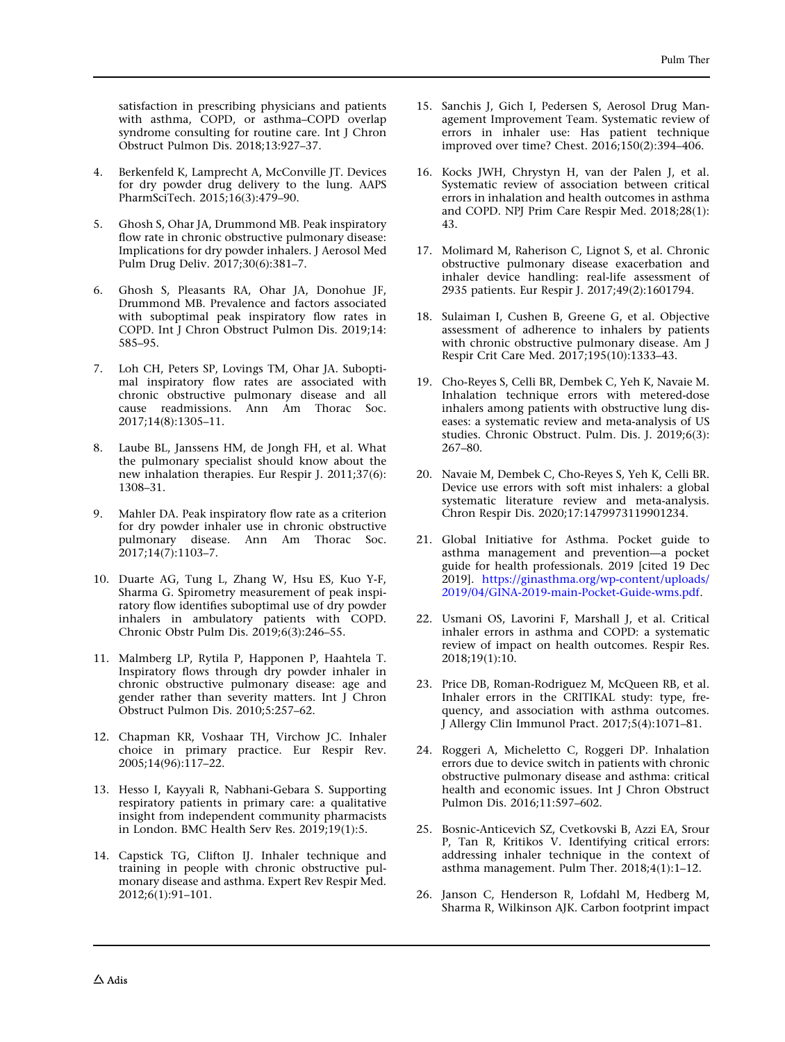satisfaction in prescribing physicians and patients with asthma, COPD, or asthma–COPD overlap syndrome consulting for routine care. Int J Chron Obstruct Pulmon Dis. 2018;13:927–37.

4. Berkenfeld K, Lamprecht A, McConville JT. Devices for dry powder drug delivery to the lung. AAPS PharmSciTech. 2015;16(3):479–90.

5. Ghosh S, Ohar JA, Drummond MB. Peak inspiratory flow rate in chronic obstructive pulmonary disease: Implications for dry powder inhalers. J Aerosol Med Pulm Drug Deliv. 2017;30(6):381–7.

6. Ghosh S, Pleasants RA, Ohar JA, Donohue JF, Drummond MB. Prevalence and factors associated with suboptimal peak inspiratory flow rates in COPD. Int J Chron Obstruct Pulmon Dis. 2019;14: 585–95.

7. Loh CH, Peters SP, Lovings TM, Ohar JA. Suboptimal inspiratory flow rates are associated with chronic obstructive pulmonary disease and all cause readmissions. Ann Am Thorac Soc. 2017;14(8):1305–11.

8. Laube BL, Janssens HM, de Jongh FH, et al. What the pulmonary specialist should know about the new inhalation therapies. Eur Respir J. 2011;37(6): 1308–31.

9. Mahler DA. Peak inspiratory flow rate as a criterion for dry powder inhaler use in chronic obstructive pulmonary disease. Ann Am Thorac Soc. 2017;14(7):1103–7.

10. Duarte AG, Tung L, Zhang W, Hsu ES, Kuo Y-F, Sharma G. Spirometry measurement of peak inspiratory flow identifies suboptimal use of dry powder inhalers in ambulatory patients with COPD. Chronic Obstr Pulm Dis. 2019;6(3):246–55.

11. Malmberg LP, Rytila P, Happonen P, Haahtela T. Inspiratory flows through dry powder inhaler in chronic obstructive pulmonary disease: age and gender rather than severity matters. Int J Chron Obstruct Pulmon Dis. 2010;5:257–62.

12. Chapman KR, Voshaar TH, Virchow JC. Inhaler choice in primary practice. Eur Respir Rev. 2005;14(96):117–22.

13. Hesso I, Kayyali R, Nabhani-Gebara S. Supporting respiratory patients in primary care: a qualitative insight from independent community pharmacists in London. BMC Health Serv Res. 2019;19(1):5.

14. Capstick TG, Clifton IJ. Inhaler technique and training in people with chronic obstructive pulmonary disease and asthma. Expert Rev Respir Med. 2012;6(1):91–101.

15. Sanchis J, Gich I, Pedersen S, Aerosol Drug Management Improvement Team. Systematic review of errors in inhaler use: Has patient technique improved over time? Chest. 2016;150(2):394–406.

16. Kocks JWH, Chrystyn H, van der Palen J, et al. Systematic review of association between critical errors in inhalation and health outcomes in asthma and COPD. NPJ Prim Care Respir Med. 2018;28(1): 43.

17. Molimard M, Raherison C, Lignot S, et al. Chronic obstructive pulmonary disease exacerbation and inhaler device handling: real-life assessment of 2935 patients. Eur Respir J. 2017;49(2):1601794.

18. Sulaiman I, Cushen B, Greene G, et al. Objective assessment of adherence to inhalers by patients with chronic obstructive pulmonary disease. Am J Respir Crit Care Med. 2017;195(10):1333–43.

19. Cho-Reyes S, Celli BR, Dembek C, Yeh K, Navaie M. Inhalation technique errors with metered-dose inhalers among patients with obstructive lung diseases: a systematic review and meta-analysis of US studies. Chronic Obstruct. Pulm. Dis. J. 2019;6(3): 267–80.

20. Navaie M, Dembek C, Cho-Reyes S, Yeh K, Celli BR. Device use errors with soft mist inhalers: a global systematic literature review and meta-analysis. Chron Respir Dis. 2020;17:1479973119901234.

21. Global Initiative for Asthma. Pocket guide to asthma management and prevention—a pocket guide for health professionals. 2019 [cited 19 Dec 2019]. https://ginasthma.org/wp-content/uploads/2019/04/GINA-2019-main-Pocket-Guide-wms.pdf.

22. Usmani OS, Lavorini F, Marshall J, et al. Critical inhaler errors in asthma and COPD: a systematic review of impact on health outcomes. Respir Res. 2018;19(1):10.

23. Price DB, Roman-Rodriguez M, McQueen RB, et al. Inhaler errors in the CRITIKAL study: type, frequency, and association with asthma outcomes. J Allergy Clin Immunol Pract. 2017;5(4):1071–81.

24. Roggeri A, Micheletto C, Roggeri DP. Inhalation errors due to device switch in patients with chronic obstructive pulmonary disease and asthma: critical health and economic issues. Int J Chron Obstruct Pulmon Dis. 2016;11:597–602.

25. Bosnic-Anticevich SZ, Cvetkovski B, Azzi EA, Srour P, Tan R, Kritikos V. Identifying critical errors: addressing inhaler technique in the context of asthma management. Pulm Ther. 2018;4(1):1–12.

26. Janson C, Henderson R, Lofdahl M, Hedberg M, Sharma R, Wilkinson AJK. Carbon footprint impact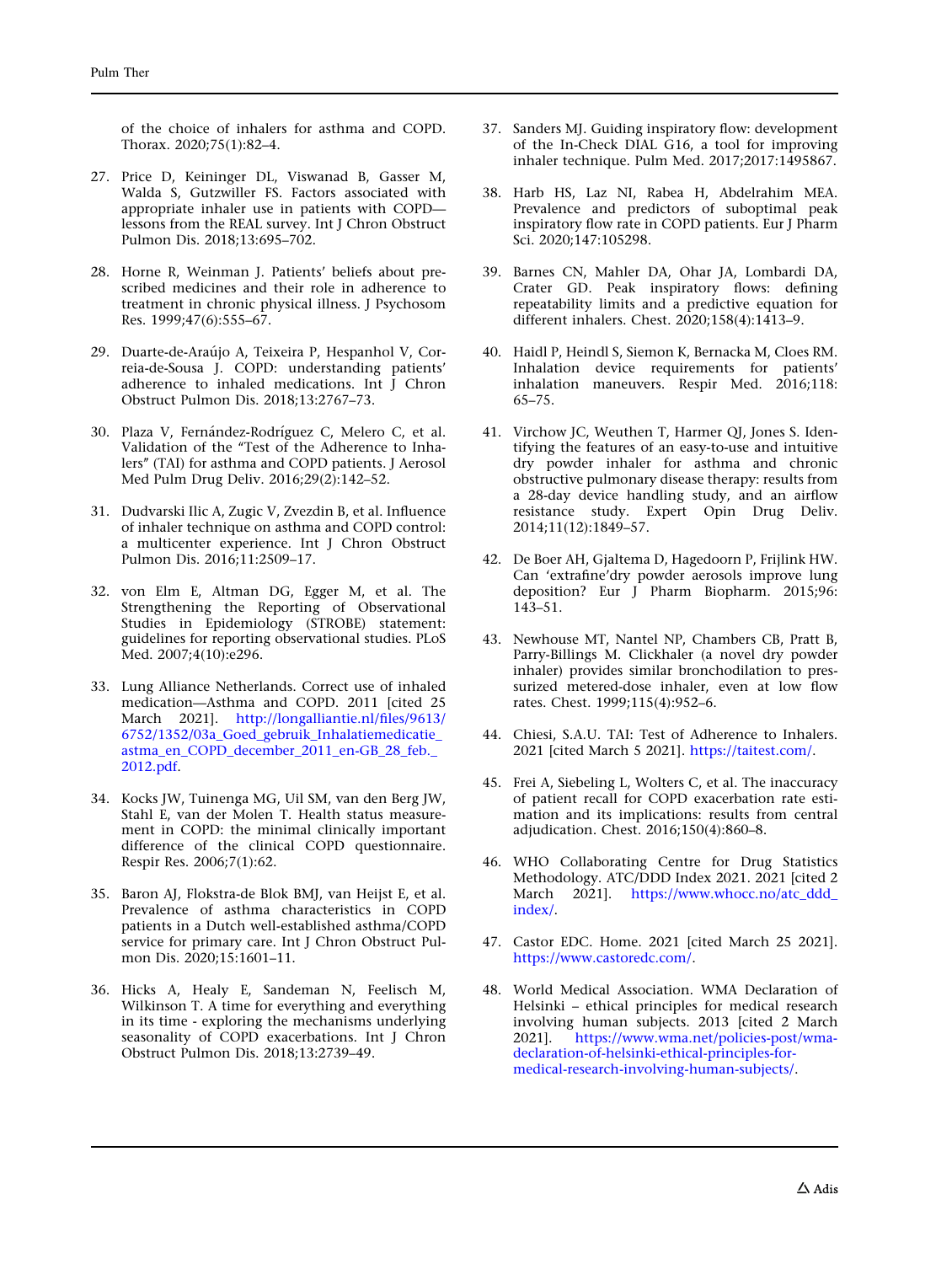of the choice of inhalers for asthma and COPD. Thorax. 2020;75(1):82–4.

27. Price D, Keininger DL, Viswanad B, Gasser M, Walda S, Gutzwiller FS. Factors associated with appropriate inhaler use in patients with COPD—lessons from the REAL survey. Int J Chron Obstruct Pulmon Dis. 2018;13:695–702.

28. Horne R, Weinman J. Patients' beliefs about prescribed medicines and their role in adherence to treatment in chronic physical illness. J Psychosom Res. 1999;47(6):555–67.

29. Duarte-de-Araújo A, Teixeira P, Hespanhol V, Correia-de-Sousa J. COPD: understanding patients' adherence to inhaled medications. Int J Chron Obstruct Pulmon Dis. 2018;13:2767–73.

30. Plaza V, Fernández-Rodríguez C, Melero C, et al. Validation of the "Test of the Adherence to Inhalers" (TAI) for asthma and COPD patients. J Aerosol Med Pulm Drug Deliv. 2016;29(2):142–52.

31. Dudvarski Ilic A, Zugic V, Zvezdin B, et al. Influence of inhaler technique on asthma and COPD control: a multicenter experience. Int J Chron Obstruct Pulmon Dis. 2016;11:2509–17.

32. von Elm E, Altman DG, Egger M, et al. The Strengthening the Reporting of Observational Studies in Epidemiology (STROBE) statement: guidelines for reporting observational studies. PLoS Med. 2007;4(10):e296.

33. Lung Alliance Netherlands. Correct use of inhaled medication—Asthma and COPD. 2011 [cited 25 March 2021]. http://longalliantie.nl/files/9613/6752/1352/03a_Goed_gebruik_Inhalatiemedicatie_astma_en_COPD_december_2011_en-GB_28_feb._2012.pdf.

34. Kocks JW, Tuinenga MG, Uil SM, van den Berg JW, Stahl E, van der Molen T. Health status measurement in COPD: the minimal clinically important difference of the clinical COPD questionnaire. Respir Res. 2006;7(1):62.

35. Baron AJ, Flokstra-de Blok BMJ, van Heijst E, et al. Prevalence of asthma characteristics in COPD patients in a Dutch well-established asthma/COPD service for primary care. Int J Chron Obstruct Pulmon Dis. 2020;15:1601–11.

36. Hicks A, Healy E, Sandeman N, Feelisch M, Wilkinson T. A time for everything and everything in its time - exploring the mechanisms underlying seasonality of COPD exacerbations. Int J Chron Obstruct Pulmon Dis. 2018;13:2739–49.

37. Sanders MJ. Guiding inspiratory flow: development of the In-Check DIAL G16, a tool for improving inhaler technique. Pulm Med. 2017;2017:1495867.

38. Harb HS, Laz NI, Rabea H, Abdelrahim MEA. Prevalence and predictors of suboptimal peak inspiratory flow rate in COPD patients. Eur J Pharm Sci. 2020;147:105298.

39. Barnes CN, Mahler DA, Ohar JA, Lombardi DA, Crater GD. Peak inspiratory flows: defining repeatability limits and a predictive equation for different inhalers. Chest. 2020;158(4):1413–9.

40. Haidl P, Heindl S, Siemon K, Bernacka M, Cloes RM. Inhalation device requirements for patients' inhalation maneuvers. Respir Med. 2016;118:65–75.

41. Virchow JC, Weuthen T, Harmer QJ, Jones S. Identifying the features of an easy-to-use and intuitive dry powder inhaler for asthma and chronic obstructive pulmonary disease therapy: results from a 28-day device handling study, and an airflow resistance study. Expert Opin Drug Deliv. 2014;11(12):1849–57.

42. De Boer AH, Gjaltema D, Hagedoorn P, Frijlink HW. Can 'extrafine'dry powder aerosols improve lung deposition? Eur J Pharm Biopharm. 2015;96:143–51.

43. Newhouse MT, Nantel NP, Chambers CB, Pratt B, Parry-Billings M. Clickhaler (a novel dry powder inhaler) provides similar bronchodilation to pressurized metered-dose inhaler, even at low flow rates. Chest. 1999;115(4):952–6.

44. Chiesi, S.A.U. TAI: Test of Adherence to Inhalers. 2021 [cited March 5 2021]. https://taitest.com/.

45. Frei A, Siebeling L, Wolters C, et al. The inaccuracy of patient recall for COPD exacerbation rate estimation and its implications: results from central adjudication. Chest. 2016;150(4):860–8.

46. WHO Collaborating Centre for Drug Statistics Methodology. ATC/DDD Index 2021. 2021 [cited 2 March 2021]. https://www.whocc.no/atc_ddd_index/.

47. Castor EDC. Home. 2021 [cited March 25 2021]. https://www.castoredc.com/.

48. World Medical Association. WMA Declaration of Helsinki – ethical principles for medical research involving human subjects. 2013 [cited 2 March 2021]. https://www.wma.net/policies-post/wma-declaration-of-helsinki-ethical-principles-for-medical-research-involving-human-subjects/.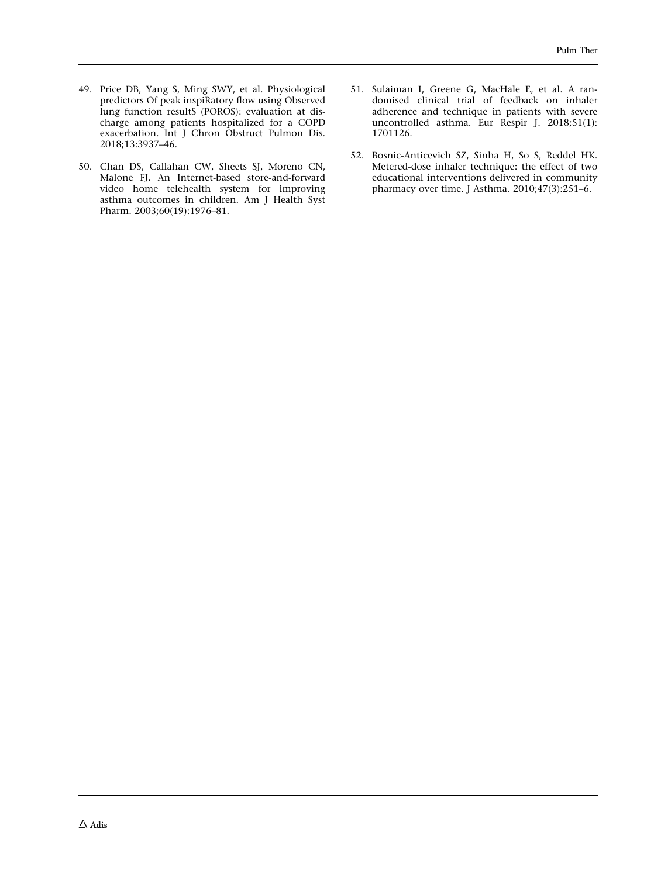49. Price DB, Yang S, Ming SWY, et al. Physiological predictors Of peak inspiRatory flow using Observed lung function resultS (POROS): evaluation at discharge among patients hospitalized for a COPD exacerbation. Int J Chron Obstruct Pulmon Dis. 2018;13:3937–46.

50. Chan DS, Callahan CW, Sheets SJ, Moreno CN, Malone FJ. An Internet-based store-and-forward video home telehealth system for improving asthma outcomes in children. Am J Health Syst Pharm. 2003;60(19):1976–81.

51. Sulaiman I, Greene G, MacHale E, et al. A randomised clinical trial of feedback on inhaler adherence and technique in patients with severe uncontrolled asthma. Eur Respir J. 2018;51(1):1701126.

52. Bosnic-Anticevich SZ, Sinha H, So S, Reddel HK. Metered-dose inhaler technique: the effect of two educational interventions delivered in community pharmacy over time. J Asthma. 2010;47(3):251–6.